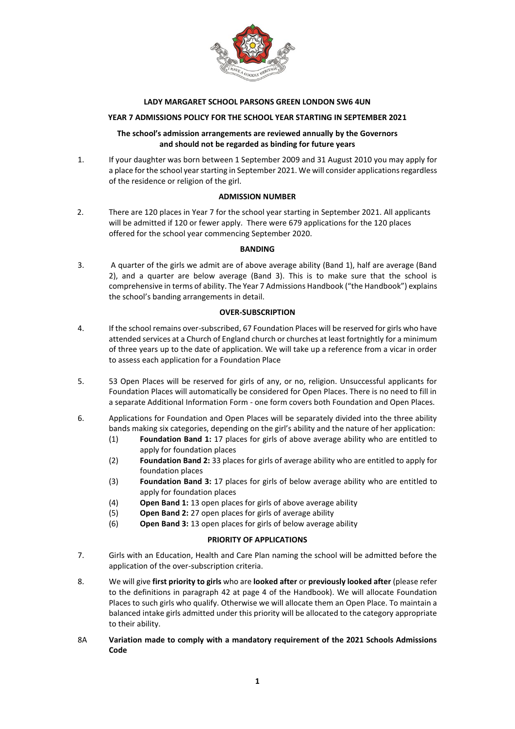**LADY MARGARET SCHOOL PARSONS GREEN LONDON SW6 4UN**

**YEAR 7 ADMISSIONS POLICY FOR THE SCHOOL YEAR STARTING IN SEPTEMBER 2021**

**The school's admission arrangements are reviewed annually by the Governors and should not be regarded as binding for future years**

1. If your daughter was born between 1 September 2009 and 31 August 2010 you may apply for a place for the school year starting in September 2021. We will consider applications regardless of the residence or religion of the girl.

**ADMISSION NUMBER**

2. There are 120 places in Year 7 for the school year starting in September 2021. All applicants will be admitted if 120 or fewer apply. There were 679 applications for the 120 places offered for the school year commencing September 2020.

**BANDING**

3. A quarter of the girls we admit are of above average ability (Band 1), half are average (Band 2), and a quarter are below average (Band 3). This is to make sure that the school is comprehensive in terms of ability. The Year 7 Admissions Handbook ("the Handbook") explains the school's banding arrangements in detail.

**OVER-SUBSCRIPTION**

4. If the school remains over-subscribed, 67 Foundation Places will be reserved for girls who have attended services at a Church of England church or churches at least fortnightly for a minimum of three years up to the date of application. We will take up a reference from a vicar in order to assess each application for a Foundation Place

5. 53 Open Places will be reserved for girls of any, or no, religion. Unsuccessful applicants for Foundation Places will automatically be considered for Open Places. There is no need to fill in a separate Additional Information Form - one form covers both Foundation and Open Places.

6. Applications for Foundation and Open Places will be separately divided into the three ability bands making six categories, depending on the girl's ability and the nature of her application:
   (1) **Foundation Band 1:** 17 places for girls of above average ability who are entitled to apply for foundation places
   (2) **Foundation Band 2:** 33 places for girls of average ability who are entitled to apply for foundation places
   (3) **Foundation Band 3:** 17 places for girls of below average ability who are entitled to apply for foundation places
   (4) **Open Band 1:** 13 open places for girls of above average ability
   (5) **Open Band 2:** 27 open places for girls of average ability
   (6) **Open Band 3:** 13 open places for girls of below average ability

**PRIORITY OF APPLICATIONS**

7. Girls with an Education, Health and Care Plan naming the school will be admitted before the application of the over-subscription criteria.

8. We will give **first priority to girls** who are **looked after** or **previously looked after** (please refer to the definitions in paragraph 42 at page 4 of the Handbook). We will allocate Foundation Places to such girls who qualify. Otherwise we will allocate them an Open Place. To maintain a balanced intake girls admitted under this priority will be allocated to the category appropriate to their ability.

8A **Variation made to comply with a mandatory requirement of the 2021 Schools Admissions Code**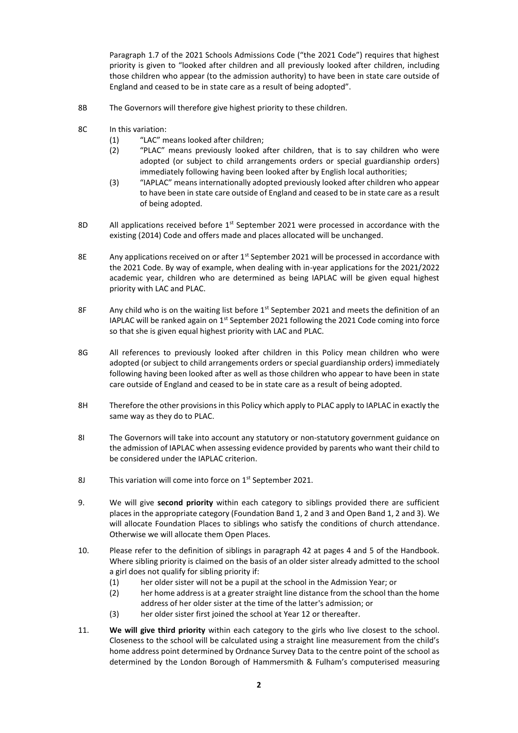Paragraph 1.7 of the 2021 Schools Admissions Code ("the 2021 Code") requires that highest priority is given to "looked after children and all previously looked after children, including those children who appear (to the admission authority) to have been in state care outside of England and ceased to be in state care as a result of being adopted".

8B The Governors will therefore give highest priority to these children.

8C In this variation:

(1) "LAC" means looked after children;

(2) "PLAC" means previously looked after children, that is to say children who were adopted (or subject to child arrangements orders or special guardianship orders) immediately following having been looked after by English local authorities;

(3) "IAPLAC" means internationally adopted previously looked after children who appear to have been in state care outside of England and ceased to be in state care as a result of being adopted.

8D All applications received before 1st September 2021 were processed in accordance with the existing (2014) Code and offers made and places allocated will be unchanged.

8E Any applications received on or after 1st September 2021 will be processed in accordance with the 2021 Code. By way of example, when dealing with in-year applications for the 2021/2022 academic year, children who are determined as being IAPLAC will be given equal highest priority with LAC and PLAC.

8F Any child who is on the waiting list before 1st September 2021 and meets the definition of an IAPLAC will be ranked again on 1st September 2021 following the 2021 Code coming into force so that she is given equal highest priority with LAC and PLAC.

8G All references to previously looked after children in this Policy mean children who were adopted (or subject to child arrangements orders or special guardianship orders) immediately following having been looked after as well as those children who appear to have been in state care outside of England and ceased to be in state care as a result of being adopted.

8H Therefore the other provisions in this Policy which apply to PLAC apply to IAPLAC in exactly the same way as they do to PLAC.

8I The Governors will take into account any statutory or non-statutory government guidance on the admission of IAPLAC when assessing evidence provided by parents who want their child to be considered under the IAPLAC criterion.

8J This variation will come into force on 1st September 2021.

9. We will give **second priority** within each category to siblings provided there are sufficient places in the appropriate category (Foundation Band 1, 2 and 3 and Open Band 1, 2 and 3). We will allocate Foundation Places to siblings who satisfy the conditions of church attendance. Otherwise we will allocate them Open Places.

10. Please refer to the definition of siblings in paragraph 42 at pages 4 and 5 of the Handbook. Where sibling priority is claimed on the basis of an older sister already admitted to the school a girl does not qualify for sibling priority if:

(1) her older sister will not be a pupil at the school in the Admission Year; or

(2) her home address is at a greater straight line distance from the school than the home address of her older sister at the time of the latter's admission; or

(3) her older sister first joined the school at Year 12 or thereafter.

11. **We will give third priority** within each category to the girls who live closest to the school. Closeness to the school will be calculated using a straight line measurement from the child's home address point determined by Ordnance Survey Data to the centre point of the school as determined by the London Borough of Hammersmith & Fulham's computerised measuring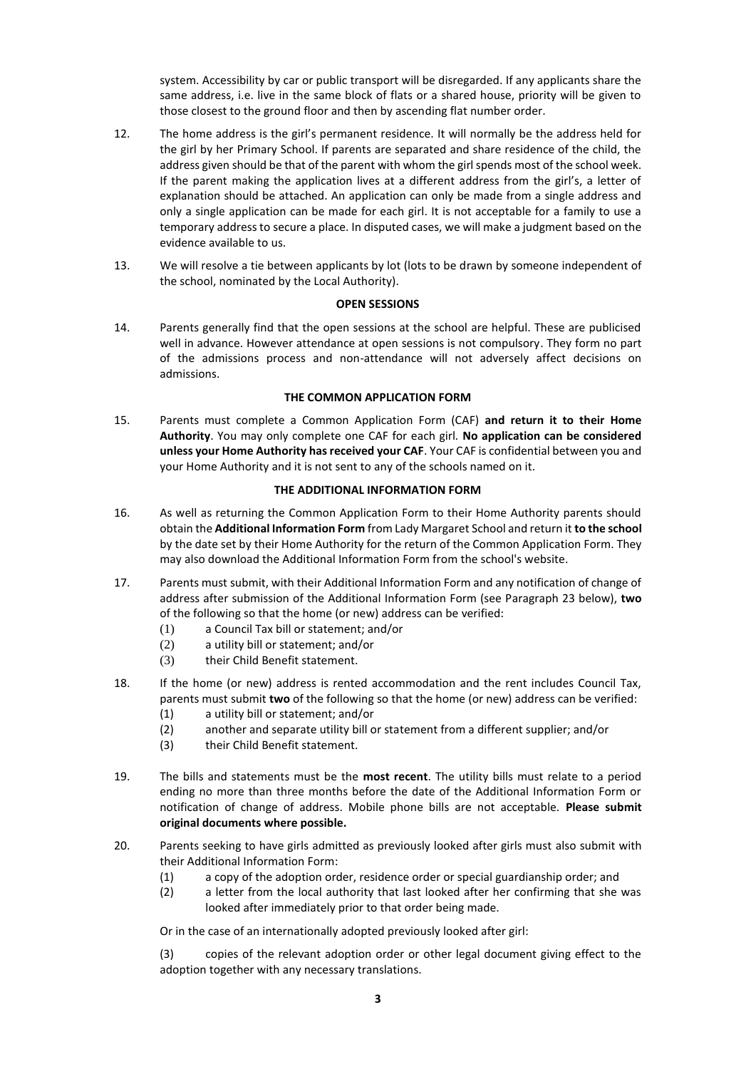system. Accessibility by car or public transport will be disregarded. If any applicants share the same address, i.e. live in the same block of flats or a shared house, priority will be given to those closest to the ground floor and then by ascending flat number order.

12. The home address is the girl's permanent residence. It will normally be the address held for the girl by her Primary School. If parents are separated and share residence of the child, the address given should be that of the parent with whom the girl spends most of the school week. If the parent making the application lives at a different address from the girl's, a letter of explanation should be attached. An application can only be made from a single address and only a single application can be made for each girl. It is not acceptable for a family to use a temporary address to secure a place. In disputed cases, we will make a judgment based on the evidence available to us.

13. We will resolve a tie between applicants by lot (lots to be drawn by someone independent of the school, nominated by the Local Authority).

**OPEN SESSIONS**

14. Parents generally find that the open sessions at the school are helpful. These are publicised well in advance. However attendance at open sessions is not compulsory. They form no part of the admissions process and non-attendance will not adversely affect decisions on admissions.

**THE COMMON APPLICATION FORM**

15. Parents must complete a Common Application Form (CAF) **and return it to their Home Authority**. You may only complete one CAF for each girl. **No application can be considered unless your Home Authority has received your CAF**. Your CAF is confidential between you and your Home Authority and it is not sent to any of the schools named on it.

**THE ADDITIONAL INFORMATION FORM**

16. As well as returning the Common Application Form to their Home Authority parents should obtain the **Additional Information Form** from Lady Margaret School and return it **to the school** by the date set by their Home Authority for the return of the Common Application Form. They may also download the Additional Information Form from the school's website.

17. Parents must submit, with their Additional Information Form and any notification of change of address after submission of the Additional Information Form (see Paragraph 23 below), **two** of the following so that the home (or new) address can be verified:
    (1) a Council Tax bill or statement; and/or
    (2) a utility bill or statement; and/or
    (3) their Child Benefit statement.

18. If the home (or new) address is rented accommodation and the rent includes Council Tax, parents must submit **two** of the following so that the home (or new) address can be verified:
    (1) a utility bill or statement; and/or
    (2) another and separate utility bill or statement from a different supplier; and/or
    (3) their Child Benefit statement.

19. The bills and statements must be the **most recent**. The utility bills must relate to a period ending no more than three months before the date of the Additional Information Form or notification of change of address. Mobile phone bills are not acceptable. **Please submit original documents where possible.**

20. Parents seeking to have girls admitted as previously looked after girls must also submit with their Additional Information Form:
    (1) a copy of the adoption order, residence order or special guardianship order; and
    (2) a letter from the local authority that last looked after her confirming that she was looked after immediately prior to that order being made.

    Or in the case of an internationally adopted previously looked after girl:

    (3) copies of the relevant adoption order or other legal document giving effect to the adoption together with any necessary translations.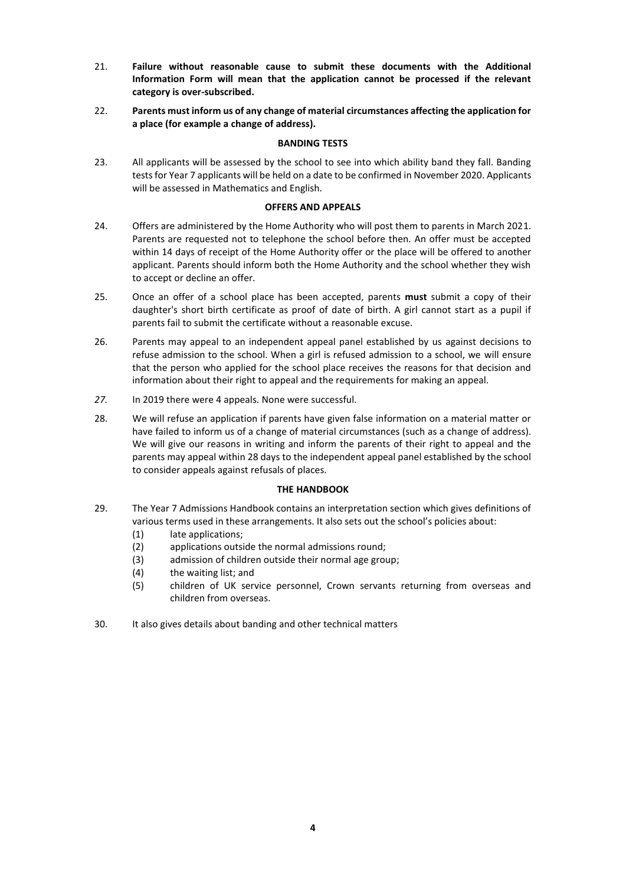21. **Failure without reasonable cause to submit these documents with the Additional Information Form will mean that the application cannot be processed if the relevant category is over-subscribed.**

22. **Parents must inform us of any change of material circumstances affecting the application for a place (for example a change of address).**

## BANDING TESTS

23. All applicants will be assessed by the school to see into which ability band they fall. Banding tests for Year 7 applicants will be held on a date to be confirmed in November 2020. Applicants will be assessed in Mathematics and English.

## OFFERS AND APPEALS

24. Offers are administered by the Home Authority who will post them to parents in March 2021. Parents are requested not to telephone the school before then. An offer must be accepted within 14 days of receipt of the Home Authority offer or the place will be offered to another applicant. Parents should inform both the Home Authority and the school whether they wish to accept or decline an offer.

25. Once an offer of a school place has been accepted, parents **must** submit a copy of their daughter's short birth certificate as proof of date of birth. A girl cannot start as a pupil if parents fail to submit the certificate without a reasonable excuse.

26. Parents may appeal to an independent appeal panel established by us against decisions to refuse admission to the school. When a girl is refused admission to a school, we will ensure that the person who applied for the school place receives the reasons for that decision and information about their right to appeal and the requirements for making an appeal.

*27.* In 2019 there were 4 appeals. None were successful.

28. We will refuse an application if parents have given false information on a material matter or have failed to inform us of a change of material circumstances (such as a change of address). We will give our reasons in writing and inform the parents of their right to appeal and the parents may appeal within 28 days to the independent appeal panel established by the school to consider appeals against refusals of places.

## THE HANDBOOK

29. The Year 7 Admissions Handbook contains an interpretation section which gives definitions of various terms used in these arrangements. It also sets out the school's policies about:
    (1) late applications;
    (2) applications outside the normal admissions round;
    (3) admission of children outside their normal age group;
    (4) the waiting list; and
    (5) children of UK service personnel, Crown servants returning from overseas and children from overseas.

30. It also gives details about banding and other technical matters